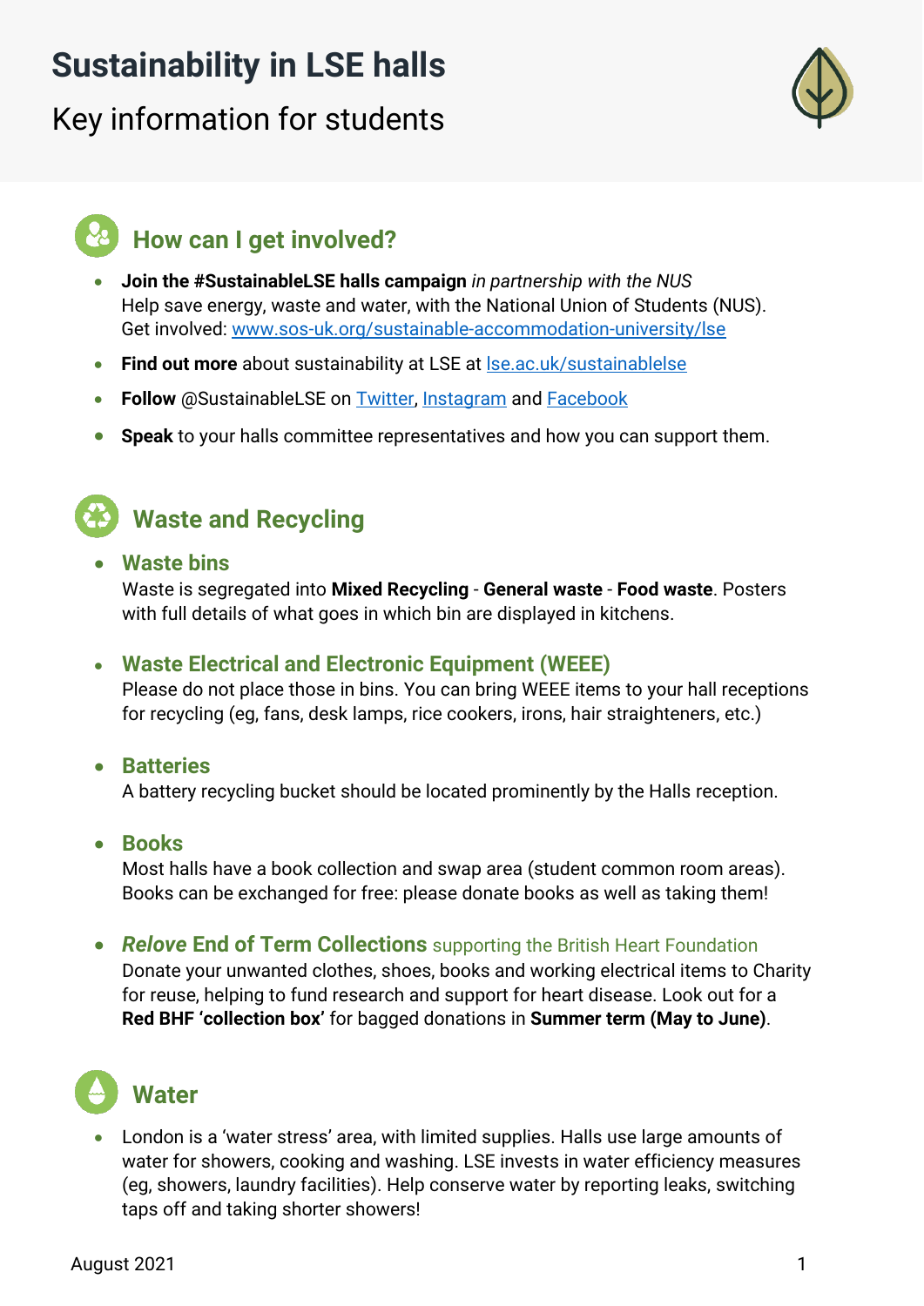# Sustainability in LSE halls

Key information for students

## How can I get involved?

- **Join the #SustainableLSE halls campaign** *in partnership with the NUS*
  Help save energy, waste and water, with the National Union of Students (NUS).
  Get involved: www.sos-uk.org/sustainable-accommodation-university/lse
- **Find out more** about sustainability at LSE at lse.ac.uk/sustainablelse
- **Follow** @SustainableLSE on Twitter, Instagram and Facebook
- **Speak** to your halls committee representatives and how you can support them.

## Waste and Recycling

- **Waste bins**
  Waste is segregated into **Mixed Recycling** - **General waste** - **Food waste**. Posters with full details of what goes in which bin are displayed in kitchens.
- **Waste Electrical and Electronic Equipment (WEEE)**
  Please do not place those in bins. You can bring WEEE items to your hall receptions for recycling (eg, fans, desk lamps, rice cookers, irons, hair straighteners, etc.)
- **Batteries**
  A battery recycling bucket should be located prominently by the Halls reception.
- **Books**
  Most halls have a book collection and swap area (student common room areas). Books can be exchanged for free: please donate books as well as taking them!
- ***Relove* End of Term Collections** supporting the British Heart Foundation
  Donate your unwanted clothes, shoes, books and working electrical items to Charity for reuse, helping to fund research and support for heart disease. Look out for a **Red BHF 'collection box'** for bagged donations in **Summer term (May to June)**.

## Water

- London is a 'water stress' area, with limited supplies. Halls use large amounts of water for showers, cooking and washing. LSE invests in water efficiency measures (eg, showers, laundry facilities). Help conserve water by reporting leaks, switching taps off and taking shorter showers!

August 2021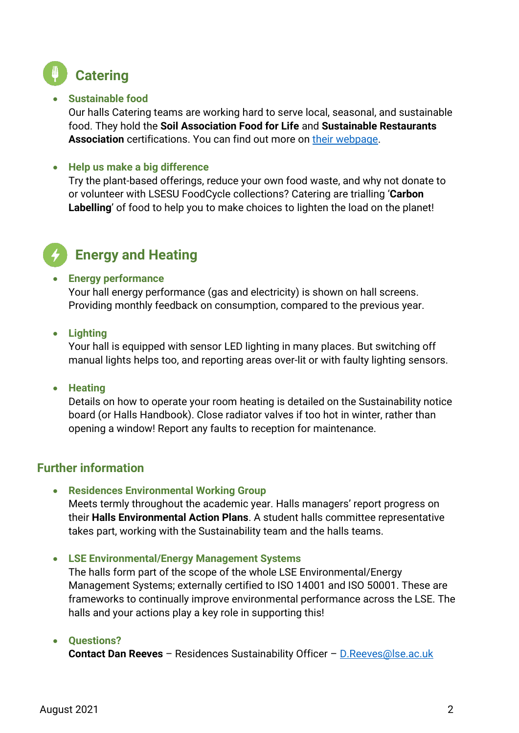## Catering

- **Sustainable food**
  Our halls Catering teams are working hard to serve local, seasonal, and sustainable food. They hold the **Soil Association Food for Life** and **Sustainable Restaurants Association** certifications. You can find out more on their webpage.

- **Help us make a big difference**
  Try the plant-based offerings, reduce your own food waste, and why not donate to or volunteer with LSESU FoodCycle collections? Catering are trialling '**Carbon Labelling**' of food to help you to make choices to lighten the load on the planet!

## Energy and Heating

- **Energy performance**
  Your hall energy performance (gas and electricity) is shown on hall screens. Providing monthly feedback on consumption, compared to the previous year.

- **Lighting**
  Your hall is equipped with sensor LED lighting in many places. But switching off manual lights helps too, and reporting areas over-lit or with faulty lighting sensors.

- **Heating**
  Details on how to operate your room heating is detailed on the Sustainability notice board (or Halls Handbook). Close radiator valves if too hot in winter, rather than opening a window! Report any faults to reception for maintenance.

## Further information

- **Residences Environmental Working Group**
  Meets termly throughout the academic year. Halls managers' report progress on their **Halls Environmental Action Plans**. A student halls committee representative takes part, working with the Sustainability team and the halls teams.

- **LSE Environmental/Energy Management Systems**
  The halls form part of the scope of the whole LSE Environmental/Energy Management Systems; externally certified to ISO 14001 and ISO 50001. These are frameworks to continually improve environmental performance across the LSE. The halls and your actions play a key role in supporting this!

- **Questions?**
  **Contact Dan Reeves** – Residences Sustainability Officer – D.Reeves@lse.ac.uk

August 2021